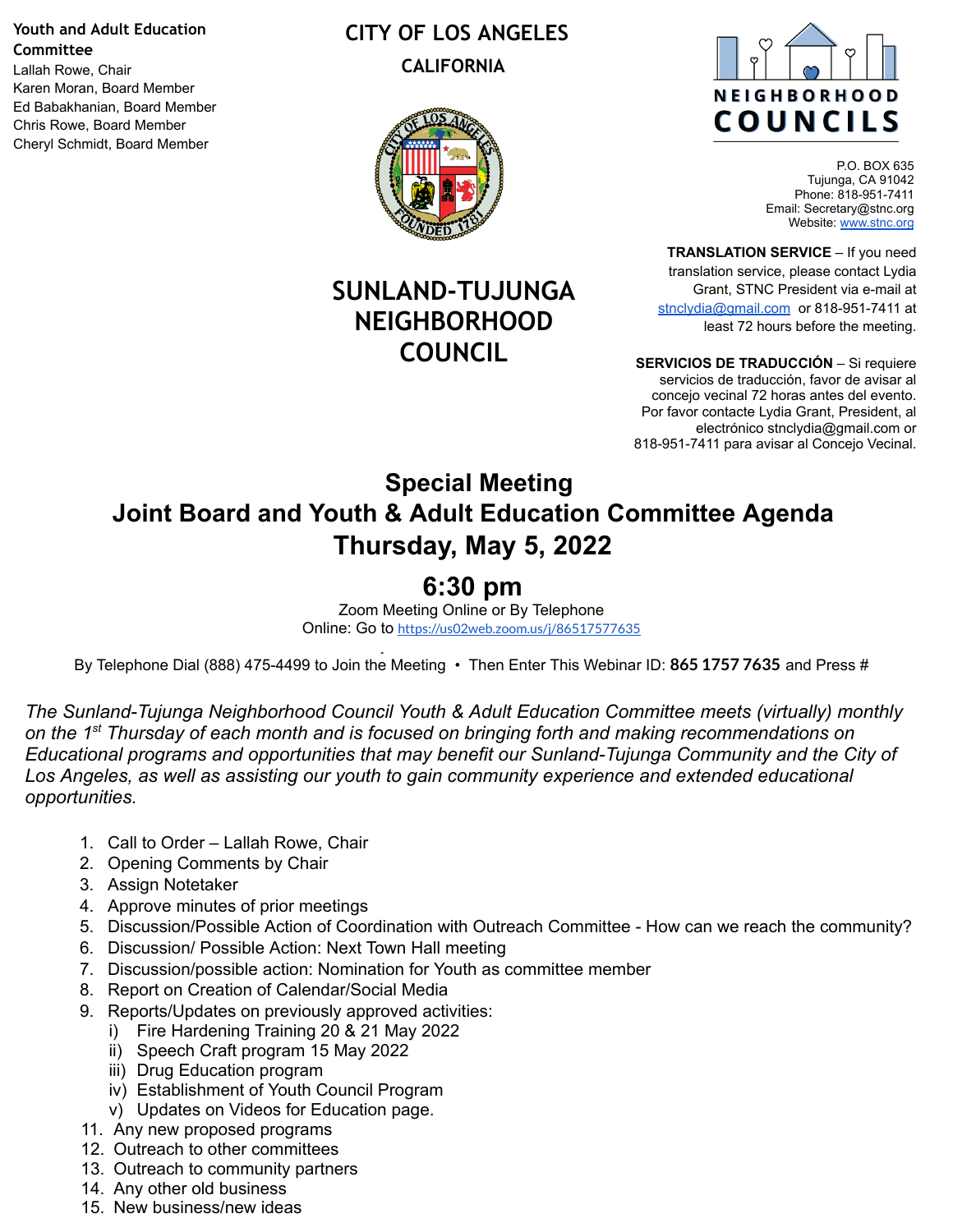**Youth and Adult Education Committee**
Lallah Rowe, Chair
Karen Moran, Board Member
Ed Babakhanian, Board Member
Chris Rowe, Board Member
Cheryl Schmidt, Board Member

**CITY OF LOS ANGELES**
**CALIFORNIA**

**NEIGHBORHOOD COUNCILS**

P.O. BOX 635
Tujunga, CA 91042
Phone: 818-951-7411
Email: Secretary@stnc.org
Website: www.stnc.org

# SUNLAND-TUJUNGA NEIGHBORHOOD COUNCIL

**TRANSLATION SERVICE** – If you need translation service, please contact Lydia Grant, STNC President via e-mail at stnclydia@gmail.com or 818-951-7411 at least 72 hours before the meeting.

**SERVICIOS DE TRADUCCIÓN** – Si requiere servicios de traducción, favor de avisar al concejo vecinal 72 horas antes del evento. Por favor contacte Lydia Grant, President, al electrónico stnclydia@gmail.com or 818-951-7411 para avisar al Concejo Vecinal.

## Special Meeting
## Joint Board and Youth & Adult Education Committee Agenda
## Thursday, May 5, 2022

## 6:30 pm

Zoom Meeting Online or By Telephone
Online: Go to https://us02web.zoom.us/j/86517577635

By Telephone Dial (888) 475-4499 to Join the Meeting • Then Enter This Webinar ID: **865 1757 7635** and Press #

*The Sunland-Tujunga Neighborhood Council Youth & Adult Education Committee meets (virtually) monthly on the 1st Thursday of each month and is focused on bringing forth and making recommendations on Educational programs and opportunities that may benefit our Sunland-Tujunga Community and the City of Los Angeles, as well as assisting our youth to gain community experience and extended educational opportunities.*

1. Call to Order – Lallah Rowe, Chair
2. Opening Comments by Chair
3. Assign Notetaker
4. Approve minutes of prior meetings
5. Discussion/Possible Action of Coordination with Outreach Committee - How can we reach the community?
6. Discussion/ Possible Action: Next Town Hall meeting
7. Discussion/possible action: Nomination for Youth as committee member
8. Report on Creation of Calendar/Social Media
9. Reports/Updates on previously approved activities:
   i) Fire Hardening Training 20 & 21 May 2022
   ii) Speech Craft program 15 May 2022
   iii) Drug Education program
   iv) Establishment of Youth Council Program
   v) Updates on Videos for Education page.
11. Any new proposed programs
12. Outreach to other committees
13. Outreach to community partners
14. Any other old business
15. New business/new ideas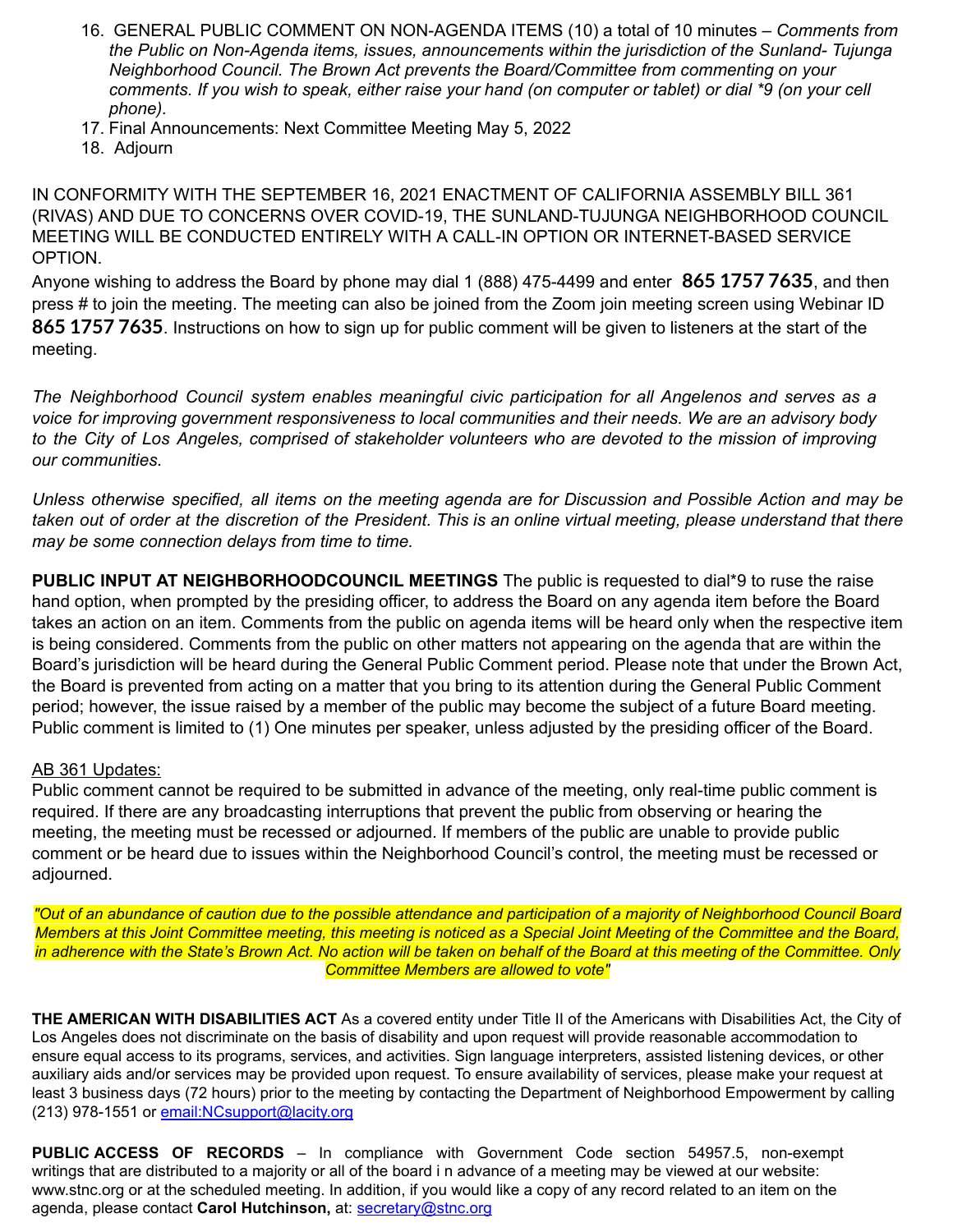16. GENERAL PUBLIC COMMENT ON NON-AGENDA ITEMS (10) a total of 10 minutes – *Comments from the Public on Non-Agenda items, issues, announcements within the jurisdiction of the Sunland- Tujunga Neighborhood Council. The Brown Act prevents the Board/Committee from commenting on your comments. If you wish to speak, either raise your hand (on computer or tablet) or dial *9 (on your cell phone).*
17. Final Announcements: Next Committee Meeting May 5, 2022
18. Adjourn

IN CONFORMITY WITH THE SEPTEMBER 16, 2021 ENACTMENT OF CALIFORNIA ASSEMBLY BILL 361 (RIVAS) AND DUE TO CONCERNS OVER COVID-19, THE SUNLAND-TUJUNGA NEIGHBORHOOD COUNCIL MEETING WILL BE CONDUCTED ENTIRELY WITH A CALL-IN OPTION OR INTERNET-BASED SERVICE OPTION.

Anyone wishing to address the Board by phone may dial 1 (888) 475-4499 and enter **865 1757 7635**, and then press # to join the meeting. The meeting can also be joined from the Zoom join meeting screen using Webinar ID **865 1757 7635**. Instructions on how to sign up for public comment will be given to listeners at the start of the meeting.

*The Neighborhood Council system enables meaningful civic participation for all Angelenos and serves as a voice for improving government responsiveness to local communities and their needs. We are an advisory body to the City of Los Angeles, comprised of stakeholder volunteers who are devoted to the mission of improving our communities.*

*Unless otherwise specified, all items on the meeting agenda are for Discussion and Possible Action and may be taken out of order at the discretion of the President. This is an online virtual meeting, please understand that there may be some connection delays from time to time.*

**PUBLIC INPUT AT NEIGHBORHOODCOUNCIL MEETINGS** The public is requested to dial*9 to ruse the raise hand option, when prompted by the presiding officer, to address the Board on any agenda item before the Board takes an action on an item. Comments from the public on agenda items will be heard only when the respective item is being considered. Comments from the public on other matters not appearing on the agenda that are within the Board's jurisdiction will be heard during the General Public Comment period. Please note that under the Brown Act, the Board is prevented from acting on a matter that you bring to its attention during the General Public Comment period; however, the issue raised by a member of the public may become the subject of a future Board meeting. Public comment is limited to (1) One minutes per speaker, unless adjusted by the presiding officer of the Board.

AB 361 Updates:

Public comment cannot be required to be submitted in advance of the meeting, only real-time public comment is required. If there are any broadcasting interruptions that prevent the public from observing or hearing the meeting, the meeting must be recessed or adjourned. If members of the public are unable to provide public comment or be heard due to issues within the Neighborhood Council's control, the meeting must be recessed or adjourned.

*"Out of an abundance of caution due to the possible attendance and participation of a majority of Neighborhood Council Board Members at this Joint Committee meeting, this meeting is noticed as a Special Joint Meeting of the Committee and the Board, in adherence with the State's Brown Act. No action will be taken on behalf of the Board at this meeting of the Committee. Only Committee Members are allowed to vote"*

**THE AMERICAN WITH DISABILITIES ACT** As a covered entity under Title II of the Americans with Disabilities Act, the City of Los Angeles does not discriminate on the basis of disability and upon request will provide reasonable accommodation to ensure equal access to its programs, services, and activities. Sign language interpreters, assisted listening devices, or other auxiliary aids and/or services may be provided upon request. To ensure availability of services, please make your request at least 3 business days (72 hours) prior to the meeting by contacting the Department of Neighborhood Empowerment by calling (213) 978-1551 or email:NCsupport@lacity.org

**PUBLIC ACCESS OF RECORDS** – In compliance with Government Code section 54957.5, non-exempt writings that are distributed to a majority or all of the board i n advance of a meeting may be viewed at our website: www.stnc.org or at the scheduled meeting. In addition, if you would like a copy of any record related to an item on the agenda, please contact **Carol Hutchinson,** at: secretary@stnc.org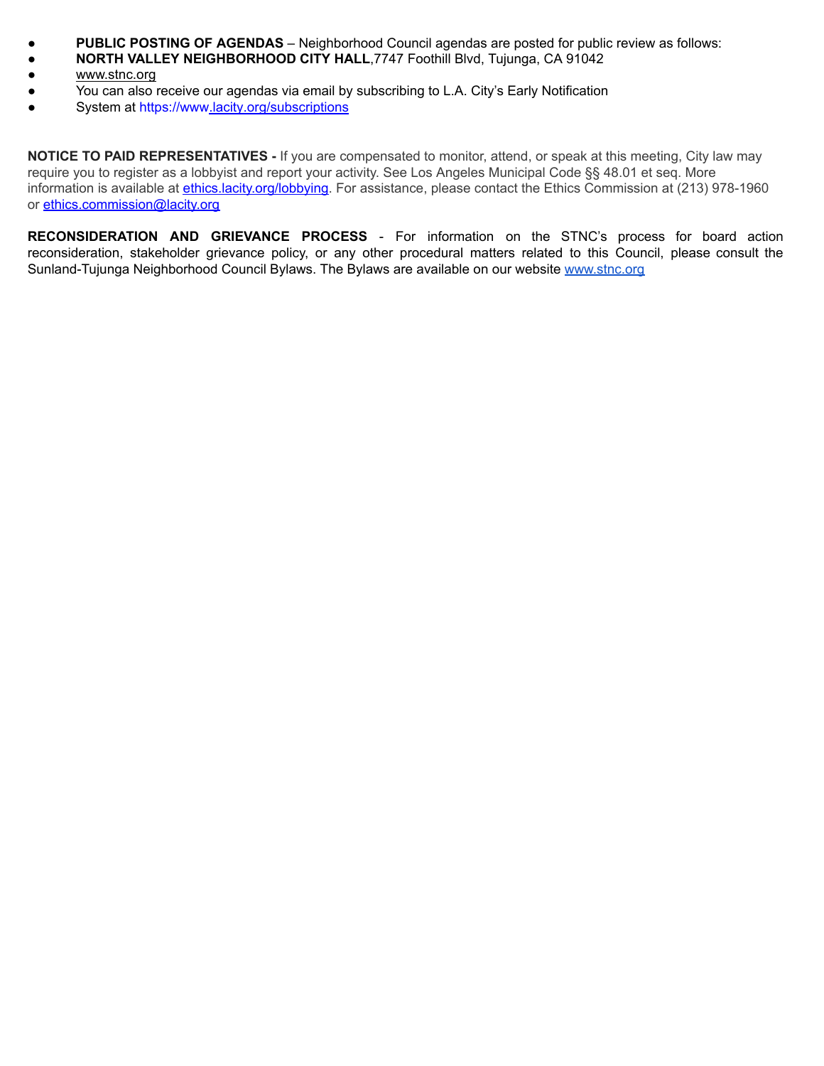- **PUBLIC POSTING OF AGENDAS** – Neighborhood Council agendas are posted for public review as follows:
- **NORTH VALLEY NEIGHBORHOOD CITY HALL**,7747 Foothill Blvd, Tujunga, CA 91042
- www.stnc.org
- You can also receive our agendas via email by subscribing to L.A. City's Early Notification
- System at https://www.lacity.org/subscriptions

**NOTICE TO PAID REPRESENTATIVES -** If you are compensated to monitor, attend, or speak at this meeting, City law may require you to register as a lobbyist and report your activity. See Los Angeles Municipal Code §§ 48.01 et seq. More information is available at ethics.lacity.org/lobbying. For assistance, please contact the Ethics Commission at (213) 978-1960 or ethics.commission@lacity.org

**RECONSIDERATION AND GRIEVANCE PROCESS** - For information on the STNC's process for board action reconsideration, stakeholder grievance policy, or any other procedural matters related to this Council, please consult the Sunland-Tujunga Neighborhood Council Bylaws. The Bylaws are available on our website www.stnc.org